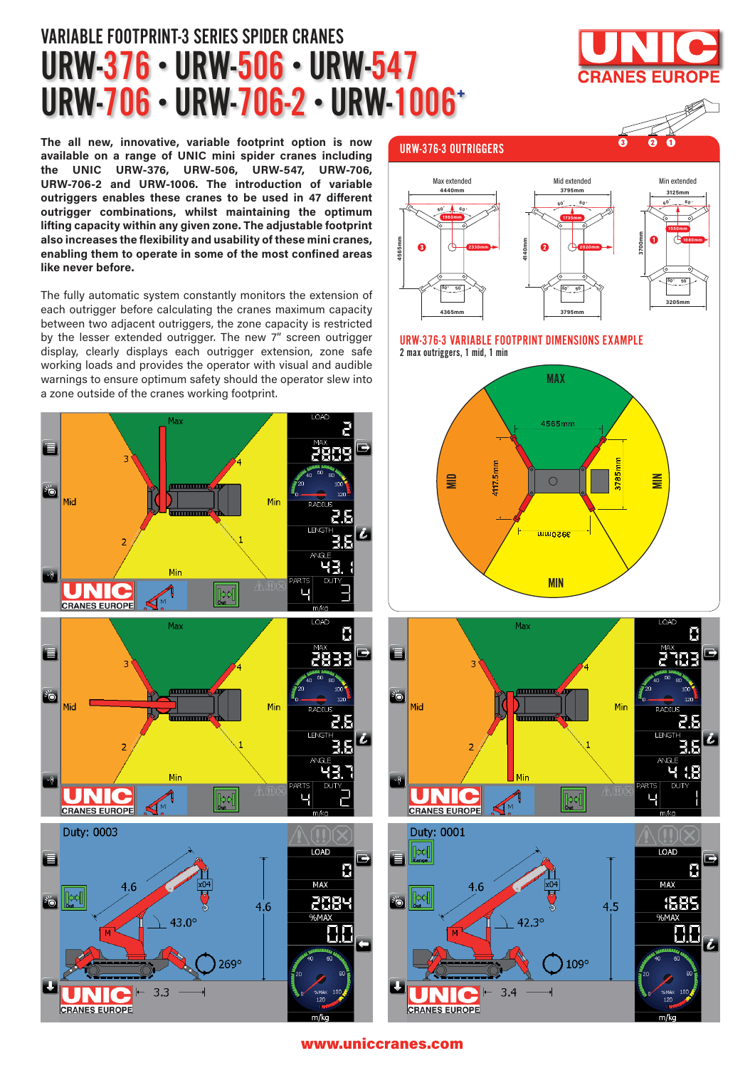# VARIABLE FOOTPRINT-3 SERIES SPIDER CRANES

# URW-376 • URW-506 • URW-547 URW-706 • URW-706-2 • URW-1006+

UNIC CRANES EUROPE

**The all new, innovative, variable footprint option is now available on a range of UNIC mini spider cranes including the UNIC URW-376, URW-506, URW-547, URW-706, URW-706-2 and URW-1006. The introduction of variable outriggers enables these cranes to be used in 47 different outrigger combinations, whilst maintaining the optimum lifting capacity within any given zone. The adjustable footprint also increases the flexibility and usability of these mini cranes, enabling them to operate in some of the most confined areas like never before.**

The fully automatic system constantly monitors the extension of each outrigger before calculating the cranes maximum capacity between two adjacent outriggers, the zone capacity is restricted by the lesser extended outrigger. The new 7" screen outrigger display, clearly displays each outrigger extension, zone safe working loads and provides the operator with visual and audible warnings to ensure optimum safety should the operator slew into a zone outside of the cranes working footprint.

## URW-376-3 OUTRIGGERS

| | Max extended | Mid extended | Min extended |
|---|---|---|---|
| Top width | 4440mm | 3795mm | 3125mm |
| Outrigger | 1960mm | 1735mm | 1550mm |
| Side | 2330mm | 2020mm | 1680mm |
| Length | 4565mm | 4140mm | 3700mm |
| Bottom width | 4365mm | 3795mm | 3205mm |

## URW-376-3 VARIABLE FOOTPRINT DIMENSIONS EXAMPLE

2 max outriggers, 1 mid, 1 min

MAX · MID · MIN · MIN — 4565mm · 4117.5mm · 3785mm · 3970mm

www.uniccranes.com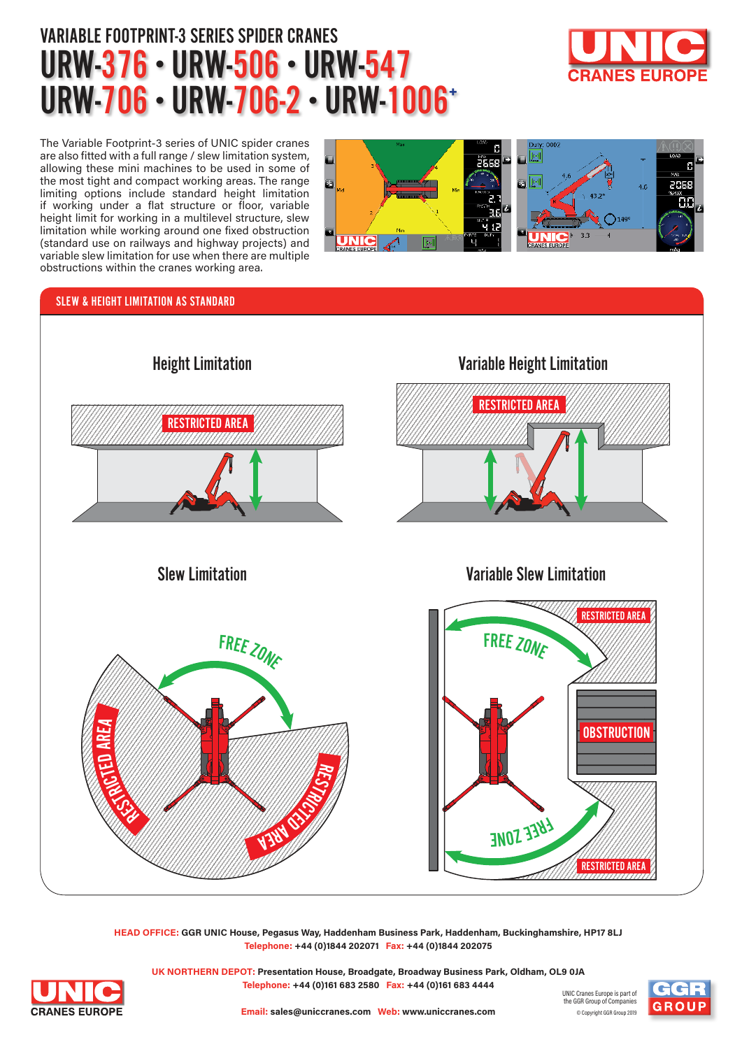# VARIABLE FOOTPRINT-3 SERIES SPIDER CRANES

# URW-376 • URW-506 • URW-547 URW-706 • URW-706-2 • URW-1006+

UNIC CRANES EUROPE

The Variable Footprint-3 series of UNIC spider cranes are also fitted with a full range / slew limitation system, allowing these mini machines to be used in some of the most tight and compact working areas. The range limiting options include standard height limitation if working under a flat structure or floor, variable height limit for working in a multilevel structure, slew limitation while working around one fixed obstruction (standard use on railways and highway projects) and variable slew limitation for use where there are multiple obstructions within the cranes working area.

## SLEW & HEIGHT LIMITATION AS STANDARD

### Height Limitation

RESTRICTED AREA

### Variable Height Limitation

RESTRICTED AREA

### Slew Limitation

FREE ZONE

RESTRICTED AREA

RESTRICTED AREA

### Variable Slew Limitation

FREE ZONE

RESTRICTED AREA

OBSTRUCTION

FREE ZONE

RESTRICTED AREA

**HEAD OFFICE:** GGR UNIC House, Pegasus Way, Haddenham Business Park, Haddenham, Buckinghamshire, HP17 8LJ
**Telephone:** +44 (0)1844 202071 **Fax:** +44 (0)1844 202075

**UK NORTHERN DEPOT:** Presentation House, Broadgate, Broadway Business Park, Oldham, OL9 0JA
**Telephone:** +44 (0)161 683 2580 **Fax:** +44 (0)161 683 4444

**Email:** sales@uniccranes.com **Web:** www.uniccranes.com

UNIC Cranes Europe is part of the GGR Group of Companies

© Copyright GGR Group 2019